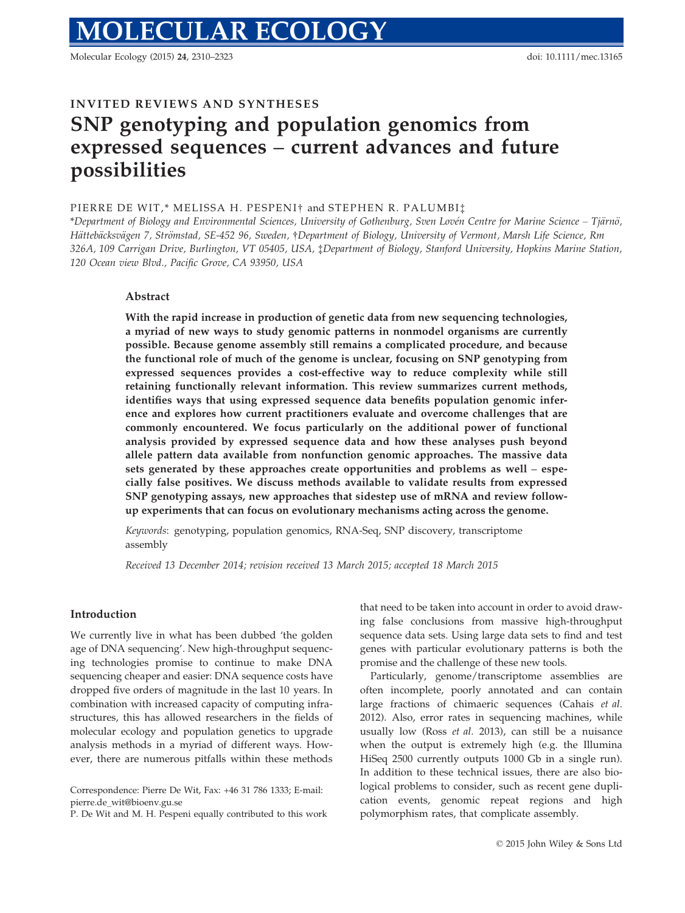INVITED REVIEWS AND SYNTHESES

# SNP genotyping and population genomics from expressed sequences – current advances and future possibilities

PIERRE DE WIT,* MELISSA H. PESPENI† and STEPHEN R. PALUMBI‡

*Department of Biology and Environmental Sciences, University of Gothenburg, Sven Lovén Centre for Marine Science – Tjärnö, Hättebäcksvägen 7, Strömstad, SE-452 96, Sweden, †Department of Biology, University of Vermont, Marsh Life Science, Rm 326A, 109 Carrigan Drive, Burlington, VT 05405, USA, ‡Department of Biology, Stanford University, Hopkins Marine Station, 120 Ocean view Blvd., Pacific Grove, CA 93950, USA*

## Abstract

**With the rapid increase in production of genetic data from new sequencing technologies, a myriad of new ways to study genomic patterns in nonmodel organisms are currently possible. Because genome assembly still remains a complicated procedure, and because the functional role of much of the genome is unclear, focusing on SNP genotyping from expressed sequences provides a cost-effective way to reduce complexity while still retaining functionally relevant information. This review summarizes current methods, identifies ways that using expressed sequence data benefits population genomic inference and explores how current practitioners evaluate and overcome challenges that are commonly encountered. We focus particularly on the additional power of functional analysis provided by expressed sequence data and how these analyses push beyond allele pattern data available from nonfunction genomic approaches. The massive data sets generated by these approaches create opportunities and problems as well – especially false positives. We discuss methods available to validate results from expressed SNP genotyping assays, new approaches that sidestep use of mRNA and review follow-up experiments that can focus on evolutionary mechanisms acting across the genome.**

*Keywords*: genotyping, population genomics, RNA-Seq, SNP discovery, transcriptome assembly

*Received 13 December 2014; revision received 13 March 2015; accepted 18 March 2015*

## Introduction

We currently live in what has been dubbed 'the golden age of DNA sequencing'. New high-throughput sequencing technologies promise to continue to make DNA sequencing cheaper and easier: DNA sequence costs have dropped five orders of magnitude in the last 10 years. In combination with increased capacity of computing infrastructures, this has allowed researchers in the fields of molecular ecology and population genetics to upgrade analysis methods in a myriad of different ways. However, there are numerous pitfalls within these methods that need to be taken into account in order to avoid drawing false conclusions from massive high-throughput sequence data sets. Using large data sets to find and test genes with particular evolutionary patterns is both the promise and the challenge of these new tools.

Particularly, genome/transcriptome assemblies are often incomplete, poorly annotated and can contain large fractions of chimaeric sequences (Cahais *et al.* 2012). Also, error rates in sequencing machines, while usually low (Ross *et al.* 2013), can still be a nuisance when the output is extremely high (e.g. the Illumina HiSeq 2500 currently outputs 1000 Gb in a single run). In addition to these technical issues, there are also biological problems to consider, such as recent gene duplication events, genomic repeat regions and high polymorphism rates, that complicate assembly.

Correspondence: Pierre De Wit, Fax: +46 31 786 1333; E-mail: pierre.de_wit@bioenv.gu.se

P. De Wit and M. H. Pespeni equally contributed to this work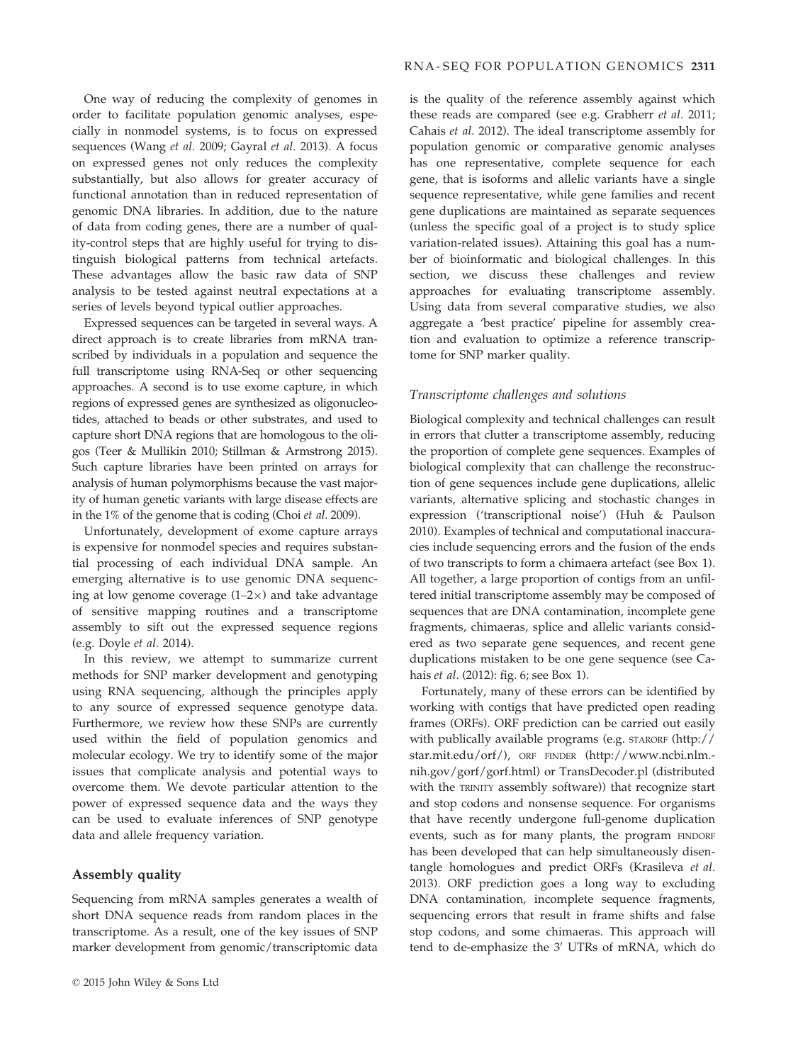One way of reducing the complexity of genomes in order to facilitate population genomic analyses, especially in nonmodel systems, is to focus on expressed sequences (Wang *et al.* 2009; Gayral *et al.* 2013). A focus on expressed genes not only reduces the complexity substantially, but also allows for greater accuracy of functional annotation than in reduced representation of genomic DNA libraries. In addition, due to the nature of data from coding genes, there are a number of quality-control steps that are highly useful for trying to distinguish biological patterns from technical artefacts. These advantages allow the basic raw data of SNP analysis to be tested against neutral expectations at a series of levels beyond typical outlier approaches.

Expressed sequences can be targeted in several ways. A direct approach is to create libraries from mRNA transcribed by individuals in a population and sequence the full transcriptome using RNA-Seq or other sequencing approaches. A second is to use exome capture, in which regions of expressed genes are synthesized as oligonucleotides, attached to beads or other substrates, and used to capture short DNA regions that are homologous to the oligos (Teer & Mullikin 2010; Stillman & Armstrong 2015). Such capture libraries have been printed on arrays for analysis of human polymorphisms because the vast majority of human genetic variants with large disease effects are in the 1% of the genome that is coding (Choi *et al.* 2009).

Unfortunately, development of exome capture arrays is expensive for nonmodel species and requires substantial processing of each individual DNA sample. An emerging alternative is to use genomic DNA sequencing at low genome coverage (1–2×) and take advantage of sensitive mapping routines and a transcriptome assembly to sift out the expressed sequence regions (e.g. Doyle *et al.* 2014).

In this review, we attempt to summarize current methods for SNP marker development and genotyping using RNA sequencing, although the principles apply to any source of expressed sequence genotype data. Furthermore, we review how these SNPs are currently used within the field of population genomics and molecular ecology. We try to identify some of the major issues that complicate analysis and potential ways to overcome them. We devote particular attention to the power of expressed sequence data and the ways they can be used to evaluate inferences of SNP genotype data and allele frequency variation.

## Assembly quality

Sequencing from mRNA samples generates a wealth of short DNA sequence reads from random places in the transcriptome. As a result, one of the key issues of SNP marker development from genomic/transcriptomic data is the quality of the reference assembly against which these reads are compared (see e.g. Grabherr *et al.* 2011; Cahais *et al.* 2012). The ideal transcriptome assembly for population genomic or comparative genomic analyses has one representative, complete sequence for each gene, that is isoforms and allelic variants have a single sequence representative, while gene families and recent gene duplications are maintained as separate sequences (unless the specific goal of a project is to study splice variation-related issues). Attaining this goal has a number of bioinformatic and biological challenges. In this section, we discuss these challenges and review approaches for evaluating transcriptome assembly. Using data from several comparative studies, we also aggregate a 'best practice' pipeline for assembly creation and evaluation to optimize a reference transcriptome for SNP marker quality.

### *Transcriptome challenges and solutions*

Biological complexity and technical challenges can result in errors that clutter a transcriptome assembly, reducing the proportion of complete gene sequences. Examples of biological complexity that can challenge the reconstruction of gene sequences include gene duplications, allelic variants, alternative splicing and stochastic changes in expression ('transcriptional noise') (Huh & Paulson 2010). Examples of technical and computational inaccuracies include sequencing errors and the fusion of the ends of two transcripts to form a chimaera artefact (see Box 1). All together, a large proportion of contigs from an unfiltered initial transcriptome assembly may be composed of sequences that are DNA contamination, incomplete gene fragments, chimaeras, splice and allelic variants considered as two separate gene sequences, and recent gene duplications mistaken to be one gene sequence (see Cahais *et al.* (2012): fig. 6; see Box 1).

Fortunately, many of these errors can be identified by working with contigs that have predicted open reading frames (ORFs). ORF prediction can be carried out easily with publically available programs (e.g. STARORF (http://star.mit.edu/orf/), ORF FINDER (http://www.ncbi.nlm.nih.gov/gorf/gorf.html) or TransDecoder.pl (distributed with the TRINITY assembly software)) that recognize start and stop codons and nonsense sequence. For organisms that have recently undergone full-genome duplication events, such as for many plants, the program FINDORF has been developed that can help simultaneously disentangle homologues and predict ORFs (Krasileva *et al.* 2013). ORF prediction goes a long way to excluding DNA contamination, incomplete sequence fragments, sequencing errors that result in frame shifts and false stop codons, and some chimaeras. This approach will tend to de-emphasize the 3′ UTRs of mRNA, which do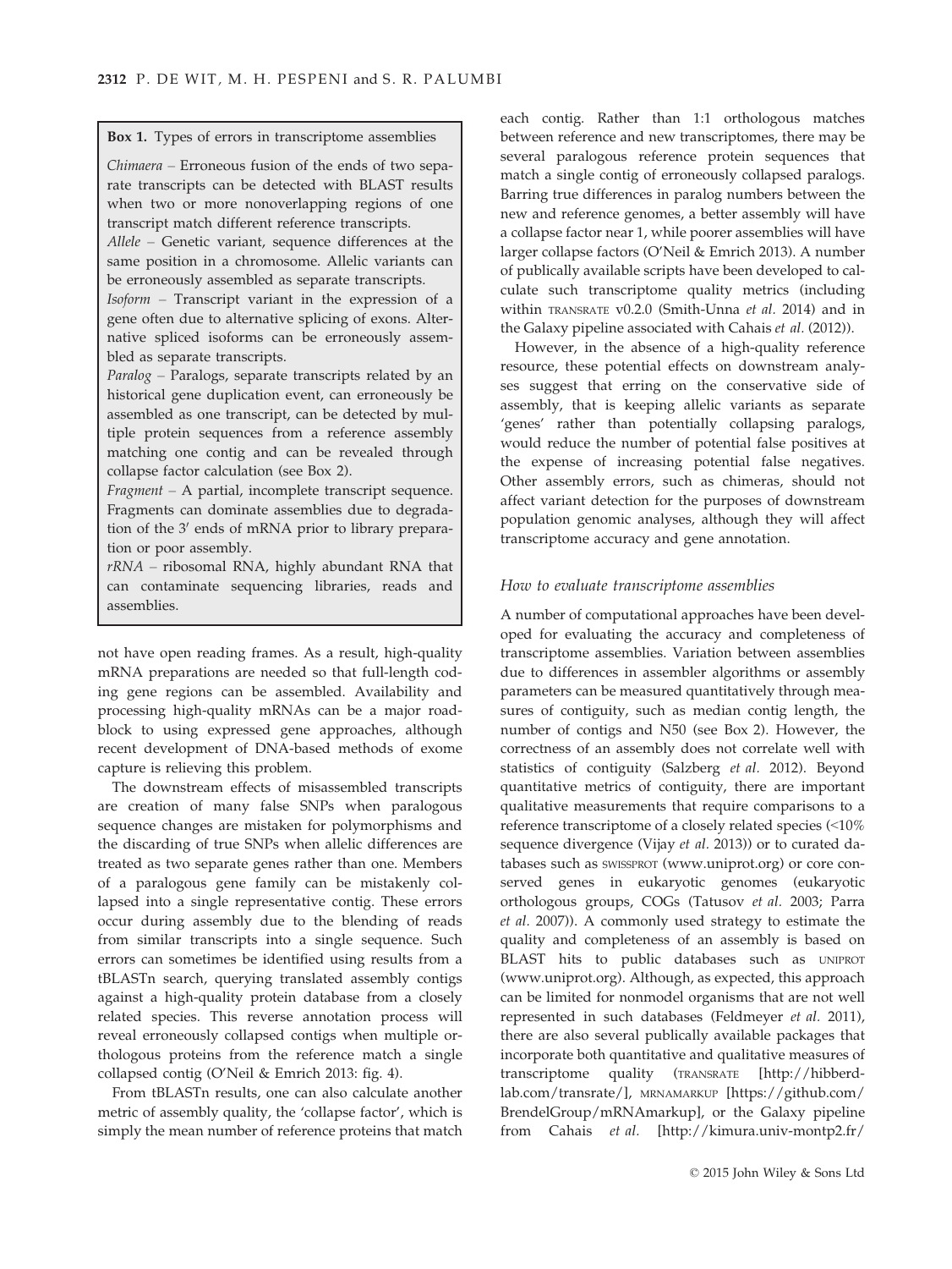**Box 1.** Types of errors in transcriptome assemblies

*Chimaera* – Erroneous fusion of the ends of two separate transcripts can be detected with BLAST results when two or more nonoverlapping regions of one transcript match different reference transcripts.

*Allele* – Genetic variant, sequence differences at the same position in a chromosome. Allelic variants can be erroneously assembled as separate transcripts.

*Isoform* – Transcript variant in the expression of a gene often due to alternative splicing of exons. Alternative spliced isoforms can be erroneously assembled as separate transcripts.

*Paralog* – Paralogs, separate transcripts related by an historical gene duplication event, can erroneously be assembled as one transcript, can be detected by multiple protein sequences from a reference assembly matching one contig and can be revealed through collapse factor calculation (see Box 2).

*Fragment* – A partial, incomplete transcript sequence. Fragments can dominate assemblies due to degradation of the 3′ ends of mRNA prior to library preparation or poor assembly.

*rRNA* – ribosomal RNA, highly abundant RNA that can contaminate sequencing libraries, reads and assemblies.

not have open reading frames. As a result, high-quality mRNA preparations are needed so that full-length coding gene regions can be assembled. Availability and processing high-quality mRNAs can be a major roadblock to using expressed gene approaches, although recent development of DNA-based methods of exome capture is relieving this problem.

The downstream effects of misassembled transcripts are creation of many false SNPs when paralogous sequence changes are mistaken for polymorphisms and the discarding of true SNPs when allelic differences are treated as two separate genes rather than one. Members of a paralogous gene family can be mistakenly collapsed into a single representative contig. These errors occur during assembly due to the blending of reads from similar transcripts into a single sequence. Such errors can sometimes be identified using results from a tBLASTn search, querying translated assembly contigs against a high-quality protein database from a closely related species. This reverse annotation process will reveal erroneously collapsed contigs when multiple orthologous proteins from the reference match a single collapsed contig (O'Neil & Emrich 2013: fig. 4).

From tBLASTn results, one can also calculate another metric of assembly quality, the 'collapse factor', which is simply the mean number of reference proteins that match each contig. Rather than 1:1 orthologous matches between reference and new transcriptomes, there may be several paralogous reference protein sequences that match a single contig of erroneously collapsed paralogs. Barring true differences in paralog numbers between the new and reference genomes, a better assembly will have a collapse factor near 1, while poorer assemblies will have larger collapse factors (O'Neil & Emrich 2013). A number of publically available scripts have been developed to calculate such transcriptome quality metrics (including within TRANSRATE v0.2.0 (Smith-Unna *et al.* 2014) and in the Galaxy pipeline associated with Cahais *et al.* (2012)).

However, in the absence of a high-quality reference resource, these potential effects on downstream analyses suggest that erring on the conservative side of assembly, that is keeping allelic variants as separate 'genes' rather than potentially collapsing paralogs, would reduce the number of potential false positives at the expense of increasing potential false negatives. Other assembly errors, such as chimeras, should not affect variant detection for the purposes of downstream population genomic analyses, although they will affect transcriptome accuracy and gene annotation.

### *How to evaluate transcriptome assemblies*

A number of computational approaches have been developed for evaluating the accuracy and completeness of transcriptome assemblies. Variation between assemblies due to differences in assembler algorithms or assembly parameters can be measured quantitatively through measures of contiguity, such as median contig length, the number of contigs and N50 (see Box 2). However, the correctness of an assembly does not correlate well with statistics of contiguity (Salzberg *et al.* 2012). Beyond quantitative metrics of contiguity, there are important qualitative measurements that require comparisons to a reference transcriptome of a closely related species (<10% sequence divergence (Vijay *et al.* 2013)) or to curated databases such as SWISSPROT (www.uniprot.org) or core conserved genes in eukaryotic genomes (eukaryotic orthologous groups, COGs (Tatusov *et al.* 2003; Parra *et al.* 2007)). A commonly used strategy to estimate the quality and completeness of an assembly is based on BLAST hits to public databases such as UNIPROT (www.uniprot.org). Although, as expected, this approach can be limited for nonmodel organisms that are not well represented in such databases (Feldmeyer *et al.* 2011), there are also several publically available packages that incorporate both quantitative and qualitative measures of transcriptome quality (TRANSRATE [http://hibberdlab.com/transrate/], MRNAMARKUP [https://github.com/BrendelGroup/mRNAmarkup], or the Galaxy pipeline from Cahais *et al.* [http://kimura.univ-montp2.fr/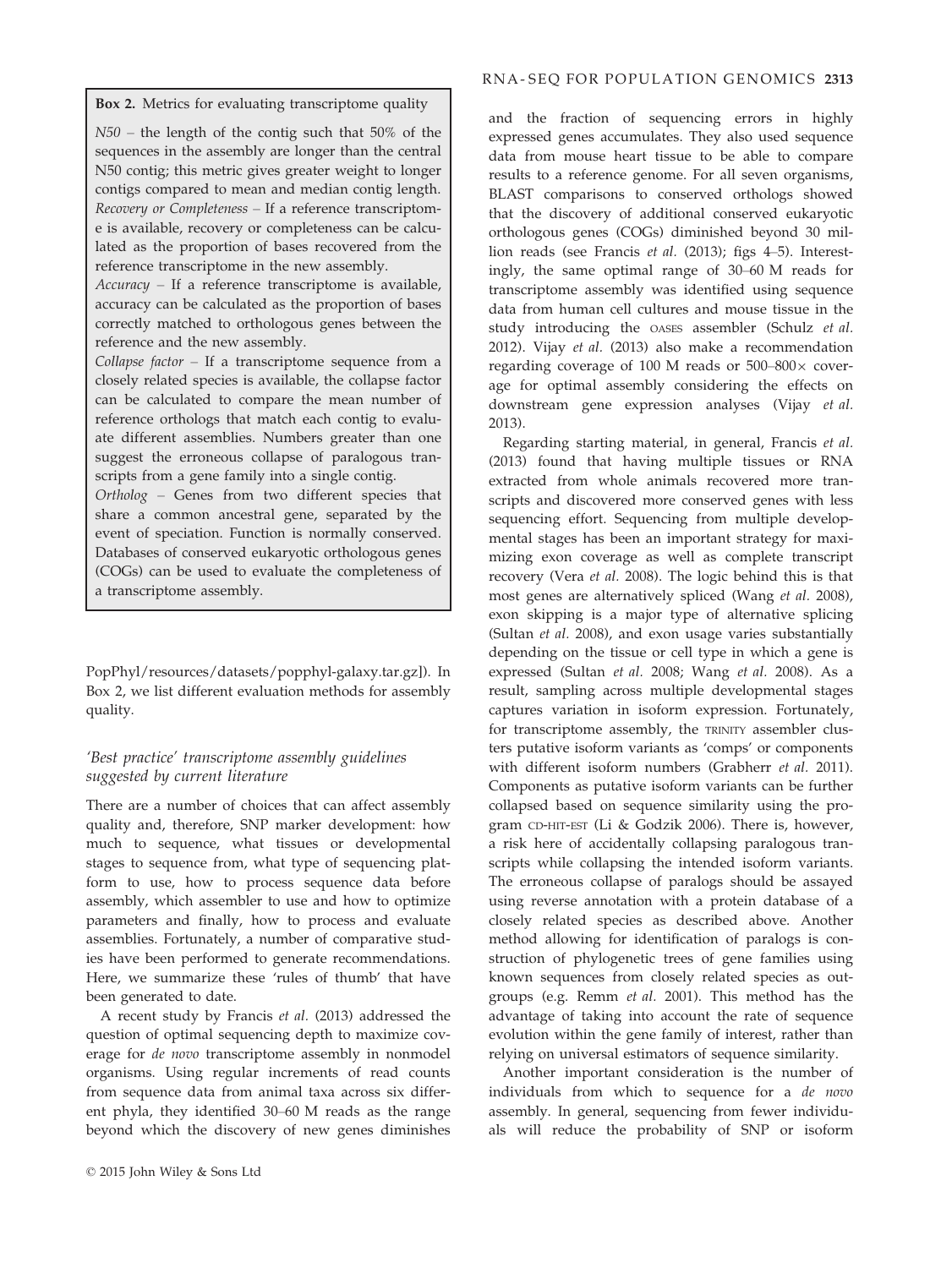**Box 2.** Metrics for evaluating transcriptome quality

*N50* – the length of the contig such that 50% of the sequences in the assembly are longer than the central N50 contig; this metric gives greater weight to longer contigs compared to mean and median contig length.
*Recovery or Completeness* – If a reference transcriptome is available, recovery or completeness can be calculated as the proportion of bases recovered from the reference transcriptome in the new assembly.
*Accuracy* – If a reference transcriptome is available, accuracy can be calculated as the proportion of bases correctly matched to orthologous genes between the reference and the new assembly.
*Collapse factor* – If a transcriptome sequence from a closely related species is available, the collapse factor can be calculated to compare the mean number of reference orthologs that match each contig to evaluate different assemblies. Numbers greater than one suggest the erroneous collapse of paralogous transcripts from a gene family into a single contig.
*Ortholog* – Genes from two different species that share a common ancestral gene, separated by the event of speciation. Function is normally conserved. Databases of conserved eukaryotic orthologous genes (COGs) can be used to evaluate the completeness of a transcriptome assembly.

PopPhyl/resources/datasets/popphyl-galaxy.tar.gz]). In Box 2, we list different evaluation methods for assembly quality.

### *'Best practice' transcriptome assembly guidelines suggested by current literature*

There are a number of choices that can affect assembly quality and, therefore, SNP marker development: how much to sequence, what tissues or developmental stages to sequence from, what type of sequencing platform to use, how to process sequence data before assembly, which assembler to use and how to optimize parameters and finally, how to process and evaluate assemblies. Fortunately, a number of comparative studies have been performed to generate recommendations. Here, we summarize these 'rules of thumb' that have been generated to date.

A recent study by Francis *et al.* (2013) addressed the question of optimal sequencing depth to maximize coverage for *de novo* transcriptome assembly in nonmodel organisms. Using regular increments of read counts from sequence data from animal taxa across six different phyla, they identified 30–60 M reads as the range beyond which the discovery of new genes diminishes and the fraction of sequencing errors in highly expressed genes accumulates. They also used sequence data from mouse heart tissue to be able to compare results to a reference genome. For all seven organisms, BLAST comparisons to conserved orthologs showed that the discovery of additional conserved eukaryotic orthologous genes (COGs) diminished beyond 30 million reads (see Francis *et al.* (2013); figs 4–5). Interestingly, the same optimal range of 30–60 M reads for transcriptome assembly was identified using sequence data from human cell cultures and mouse tissue in the study introducing the OASES assembler (Schulz *et al.* 2012). Vijay *et al.* (2013) also make a recommendation regarding coverage of 100 M reads or 500–800× coverage for optimal assembly considering the effects on downstream gene expression analyses (Vijay *et al.* 2013).

Regarding starting material, in general, Francis *et al.* (2013) found that having multiple tissues or RNA extracted from whole animals recovered more transcripts and discovered more conserved genes with less sequencing effort. Sequencing from multiple developmental stages has been an important strategy for maximizing exon coverage as well as complete transcript recovery (Vera *et al.* 2008). The logic behind this is that most genes are alternatively spliced (Wang *et al.* 2008), exon skipping is a major type of alternative splicing (Sultan *et al.* 2008), and exon usage varies substantially depending on the tissue or cell type in which a gene is expressed (Sultan *et al.* 2008; Wang *et al.* 2008). As a result, sampling across multiple developmental stages captures variation in isoform expression. Fortunately, for transcriptome assembly, the TRINITY assembler clusters putative isoform variants as 'comps' or components with different isoform numbers (Grabherr *et al.* 2011). Components as putative isoform variants can be further collapsed based on sequence similarity using the program CD-HIT-EST (Li & Godzik 2006). There is, however, a risk here of accidentally collapsing paralogous transcripts while collapsing the intended isoform variants. The erroneous collapse of paralogs should be assayed using reverse annotation with a protein database of a closely related species as described above. Another method allowing for identification of paralogs is construction of phylogenetic trees of gene families using known sequences from closely related species as outgroups (e.g. Remm *et al.* 2001). This method has the advantage of taking into account the rate of sequence evolution within the gene family of interest, rather than relying on universal estimators of sequence similarity.

Another important consideration is the number of individuals from which to sequence for a *de novo* assembly. In general, sequencing from fewer individuals will reduce the probability of SNP or isoform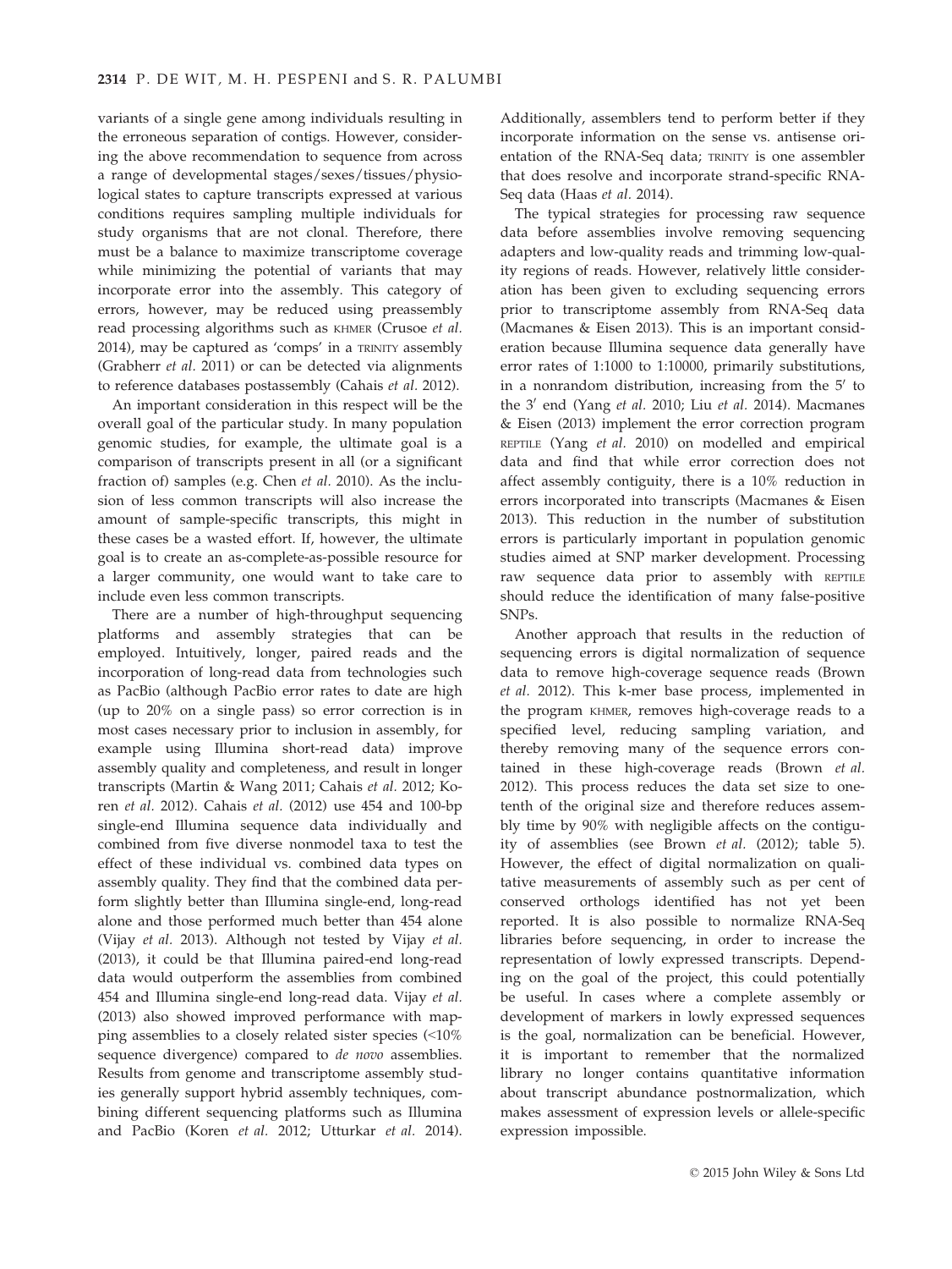variants of a single gene among individuals resulting in the erroneous separation of contigs. However, considering the above recommendation to sequence from across a range of developmental stages/sexes/tissues/physiological states to capture transcripts expressed at various conditions requires sampling multiple individuals for study organisms that are not clonal. Therefore, there must be a balance to maximize transcriptome coverage while minimizing the potential of variants that may incorporate error into the assembly. This category of errors, however, may be reduced using preassembly read processing algorithms such as KHMER (Crusoe *et al.* 2014), may be captured as 'comps' in a TRINITY assembly (Grabherr *et al.* 2011) or can be detected via alignments to reference databases postassembly (Cahais *et al.* 2012).

An important consideration in this respect will be the overall goal of the particular study. In many population genomic studies, for example, the ultimate goal is a comparison of transcripts present in all (or a significant fraction of) samples (e.g. Chen *et al.* 2010). As the inclusion of less common transcripts will also increase the amount of sample-specific transcripts, this might in these cases be a wasted effort. If, however, the ultimate goal is to create an as-complete-as-possible resource for a larger community, one would want to take care to include even less common transcripts.

There are a number of high-throughput sequencing platforms and assembly strategies that can be employed. Intuitively, longer, paired reads and the incorporation of long-read data from technologies such as PacBio (although PacBio error rates to date are high (up to 20% on a single pass) so error correction is in most cases necessary prior to inclusion in assembly, for example using Illumina short-read data) improve assembly quality and completeness, and result in longer transcripts (Martin & Wang 2011; Cahais *et al.* 2012; Koren *et al.* 2012). Cahais *et al.* (2012) use 454 and 100-bp single-end Illumina sequence data individually and combined from five diverse nonmodel taxa to test the effect of these individual vs. combined data types on assembly quality. They find that the combined data perform slightly better than Illumina single-end, long-read alone and those performed much better than 454 alone (Vijay *et al.* 2013). Although not tested by Vijay *et al.* (2013), it could be that Illumina paired-end long-read data would outperform the assemblies from combined 454 and Illumina single-end long-read data. Vijay *et al.* (2013) also showed improved performance with mapping assemblies to a closely related sister species (<10% sequence divergence) compared to *de novo* assemblies. Results from genome and transcriptome assembly studies generally support hybrid assembly techniques, combining different sequencing platforms such as Illumina and PacBio (Koren *et al.* 2012; Utturkar *et al.* 2014). Additionally, assemblers tend to perform better if they incorporate information on the sense vs. antisense orientation of the RNA-Seq data; TRINITY is one assembler that does resolve and incorporate strand-specific RNA-Seq data (Haas *et al.* 2014).

The typical strategies for processing raw sequence data before assemblies involve removing sequencing adapters and low-quality reads and trimming low-quality regions of reads. However, relatively little consideration has been given to excluding sequencing errors prior to transcriptome assembly from RNA-Seq data (Macmanes & Eisen 2013). This is an important consideration because Illumina sequence data generally have error rates of 1:1000 to 1:10000, primarily substitutions, in a nonrandom distribution, increasing from the 5′ to the 3′ end (Yang *et al.* 2010; Liu *et al.* 2014). Macmanes & Eisen (2013) implement the error correction program REPTILE (Yang *et al.* 2010) on modelled and empirical data and find that while error correction does not affect assembly contiguity, there is a 10% reduction in errors incorporated into transcripts (Macmanes & Eisen 2013). This reduction in the number of substitution errors is particularly important in population genomic studies aimed at SNP marker development. Processing raw sequence data prior to assembly with REPTILE should reduce the identification of many false-positive SNPs.

Another approach that results in the reduction of sequencing errors is digital normalization of sequence data to remove high-coverage sequence reads (Brown *et al.* 2012). This k-mer base process, implemented in the program KHMER, removes high-coverage reads to a specified level, reducing sampling variation, and thereby removing many of the sequence errors contained in these high-coverage reads (Brown *et al.* 2012). This process reduces the data set size to one-tenth of the original size and therefore reduces assembly time by 90% with negligible affects on the contiguity of assemblies (see Brown *et al.* (2012); table 5). However, the effect of digital normalization on qualitative measurements of assembly such as per cent of conserved orthologs identified has not yet been reported. It is also possible to normalize RNA-Seq libraries before sequencing, in order to increase the representation of lowly expressed transcripts. Depending on the goal of the project, this could potentially be useful. In cases where a complete assembly or development of markers in lowly expressed sequences is the goal, normalization can be beneficial. However, it is important to remember that the normalized library no longer contains quantitative information about transcript abundance postnormalization, which makes assessment of expression levels or allele-specific expression impossible.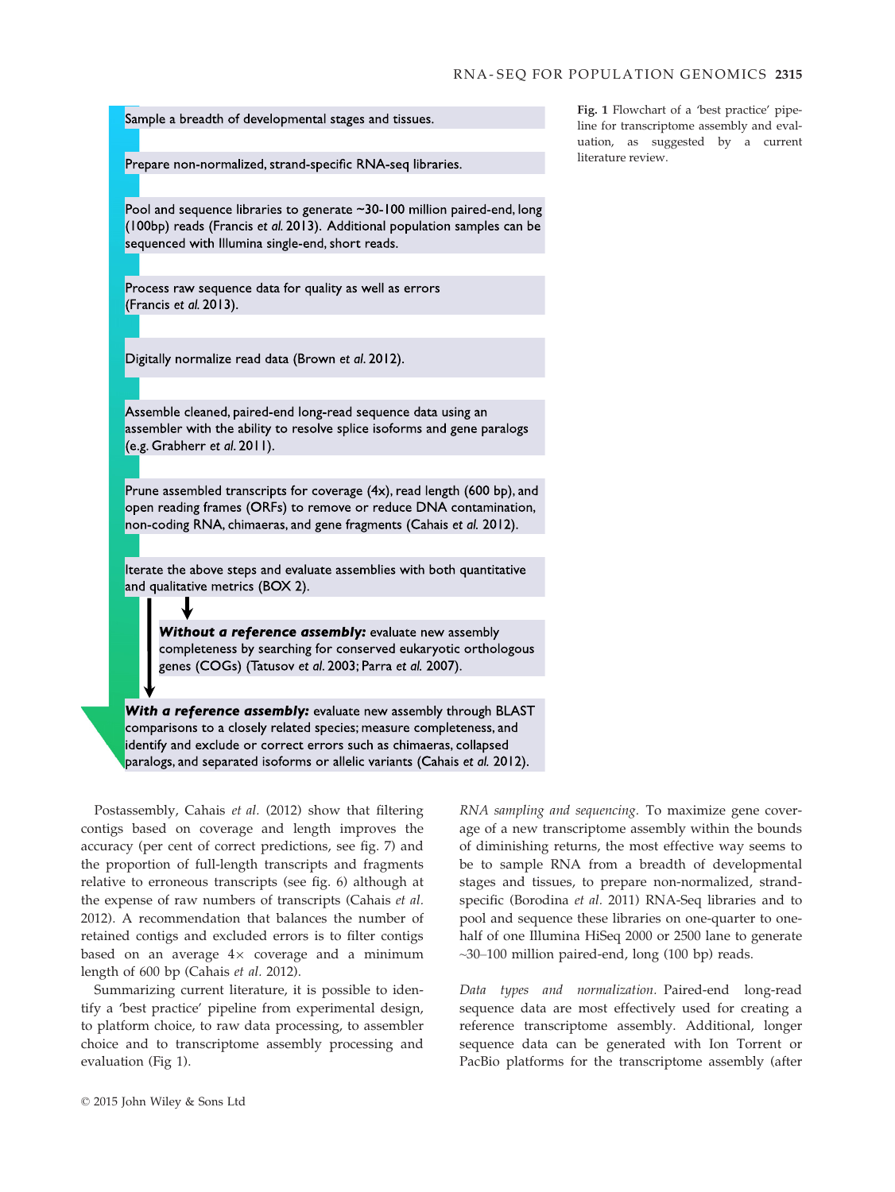Sample a breadth of developmental stages and tissues.

Prepare non-normalized, strand-specific RNA-seq libraries.

Pool and sequence libraries to generate ~30-100 million paired-end, long (100bp) reads (Francis *et al.* 2013). Additional population samples can be sequenced with Illumina single-end, short reads.

Process raw sequence data for quality as well as errors (Francis *et al.* 2013).

Digitally normalize read data (Brown *et al.* 2012).

Assemble cleaned, paired-end long-read sequence data using an assembler with the ability to resolve splice isoforms and gene paralogs (e.g. Grabherr *et al.* 2011).

Prune assembled transcripts for coverage (4x), read length (600 bp), and open reading frames (ORFs) to remove or reduce DNA contamination, non-coding RNA, chimaeras, and gene fragments (Cahais *et al.* 2012).

Iterate the above steps and evaluate assemblies with both quantitative and qualitative metrics (BOX 2).

***Without a reference assembly:*** evaluate new assembly completeness by searching for conserved eukaryotic orthologous genes (COGs) (Tatusov *et al.* 2003; Parra *et al.* 2007).

***With a reference assembly:*** evaluate new assembly through BLAST comparisons to a closely related species; measure completeness, and identify and exclude or correct errors such as chimaeras, collapsed paralogs, and separated isoforms or allelic variants (Cahais *et al.* 2012).

**Fig. 1** Flowchart of a 'best practice' pipeline for transcriptome assembly and evaluation, as suggested by a current literature review.

Postassembly, Cahais *et al.* (2012) show that filtering contigs based on coverage and length improves the accuracy (per cent of correct predictions, see fig. 7) and the proportion of full-length transcripts and fragments relative to erroneous transcripts (see fig. 6) although at the expense of raw numbers of transcripts (Cahais *et al.* 2012). A recommendation that balances the number of retained contigs and excluded errors is to filter contigs based on an average 4× coverage and a minimum length of 600 bp (Cahais *et al.* 2012).

Summarizing current literature, it is possible to identify a 'best practice' pipeline from experimental design, to platform choice, to raw data processing, to assembler choice and to transcriptome assembly processing and evaluation (Fig 1).

*RNA sampling and sequencing.* To maximize gene coverage of a new transcriptome assembly within the bounds of diminishing returns, the most effective way seems to be to sample RNA from a breadth of developmental stages and tissues, to prepare non-normalized, strand-specific (Borodina *et al.* 2011) RNA-Seq libraries and to pool and sequence these libraries on one-quarter to one-half of one Illumina HiSeq 2000 or 2500 lane to generate ~30–100 million paired-end, long (100 bp) reads.

*Data types and normalization.* Paired-end long-read sequence data are most effectively used for creating a reference transcriptome assembly. Additional, longer sequence data can be generated with Ion Torrent or PacBio platforms for the transcriptome assembly (after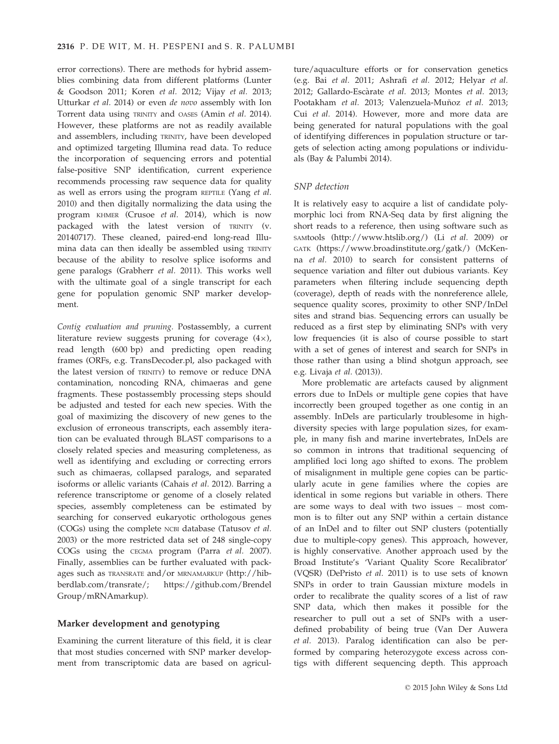error corrections). There are methods for hybrid assemblies combining data from different platforms (Lunter & Goodson 2011; Koren *et al.* 2012; Vijay *et al.* 2013; Utturkar *et al.* 2014) or even *de novo* assembly with Ion Torrent data using TRINITY and OASES (Amin *et al.* 2014). However, these platforms are not as readily available and assemblers, including TRINITY, have been developed and optimized targeting Illumina read data. To reduce the incorporation of sequencing errors and potential false-positive SNP identification, current experience recommends processing raw sequence data for quality as well as errors using the program REPTILE (Yang *et al.* 2010) and then digitally normalizing the data using the program KHMER (Crusoe *et al.* 2014), which is now packaged with the latest version of TRINITY (v. 20140717). These cleaned, paired-end long-read Illumina data can then ideally be assembled using TRINITY because of the ability to resolve splice isoforms and gene paralogs (Grabherr *et al.* 2011). This works well with the ultimate goal of a single transcript for each gene for population genomic SNP marker development.

*Contig evaluation and pruning.* Postassembly, a current literature review suggests pruning for coverage (4×), read length (600 bp) and predicting open reading frames (ORFs, e.g. TransDecoder.pl, also packaged with the latest version of TRINITY) to remove or reduce DNA contamination, noncoding RNA, chimaeras and gene fragments. These postassembly processing steps should be adjusted and tested for each new species. With the goal of maximizing the discovery of new genes to the exclusion of erroneous transcripts, each assembly iteration can be evaluated through BLAST comparisons to a closely related species and measuring completeness, as well as identifying and excluding or correcting errors such as chimaeras, collapsed paralogs, and separated isoforms or allelic variants (Cahais *et al.* 2012). Barring a reference transcriptome or genome of a closely related species, assembly completeness can be estimated by searching for conserved eukaryotic orthologous genes (COGs) using the complete NCBI database (Tatusov *et al.* 2003) or the more restricted data set of 248 single-copy COGs using the CEGMA program (Parra *et al.* 2007). Finally, assemblies can be further evaluated with packages such as TRANSRATE and/or MRNAMARKUP (http://hibberdlab.com/transrate/; https://github.com/BrendelGroup/mRNAmarkup).

## Marker development and genotyping

Examining the current literature of this field, it is clear that most studies concerned with SNP marker development from transcriptomic data are based on agriculture/aquaculture efforts or for conservation genetics (e.g. Bai *et al.* 2011; Ashrafi *et al.* 2012; Helyar *et al.* 2012; Gallardo-Escàrate *et al.* 2013; Montes *et al.* 2013; Pootakham *et al.* 2013; Valenzuela-Muñoz *et al.* 2013; Cui *et al.* 2014). However, more and more data are being generated for natural populations with the goal of identifying differences in population structure or targets of selection acting among populations or individuals (Bay & Palumbi 2014).

### SNP detection

It is relatively easy to acquire a list of candidate polymorphic loci from RNA-Seq data by first aligning the short reads to a reference, then using software such as SAMtools (http://www.htslib.org/) (Li *et al.* 2009) or GATK (https://www.broadinstitute.org/gatk/) (McKenna *et al.* 2010) to search for consistent patterns of sequence variation and filter out dubious variants. Key parameters when filtering include sequencing depth (coverage), depth of reads with the nonreference allele, sequence quality scores, proximity to other SNP/InDel sites and strand bias. Sequencing errors can usually be reduced as a first step by eliminating SNPs with very low frequencies (it is also of course possible to start with a set of genes of interest and search for SNPs in those rather than using a blind shotgun approach, see e.g. Livaja *et al.* (2013)).

More problematic are artefacts caused by alignment errors due to InDels or multiple gene copies that have incorrectly been grouped together as one contig in an assembly. InDels are particularly troublesome in high-diversity species with large population sizes, for example, in many fish and marine invertebrates, InDels are so common in introns that traditional sequencing of amplified loci long ago shifted to exons. The problem of misalignment in multiple gene copies can be particularly acute in gene families where the copies are identical in some regions but variable in others. There are some ways to deal with two issues – most common is to filter out any SNP within a certain distance of an InDel and to filter out SNP clusters (potentially due to multiple-copy genes). This approach, however, is highly conservative. Another approach used by the Broad Institute's 'Variant Quality Score Recalibrator' (VQSR) (DePristo *et al.* 2011) is to use sets of known SNPs in order to train Gaussian mixture models in order to recalibrate the quality scores of a list of raw SNP data, which then makes it possible for the researcher to pull out a set of SNPs with a user-defined probability of being true (Van Der Auwera *et al.* 2013). Paralog identification can also be performed by comparing heterozygote excess across contigs with different sequencing depth. This approach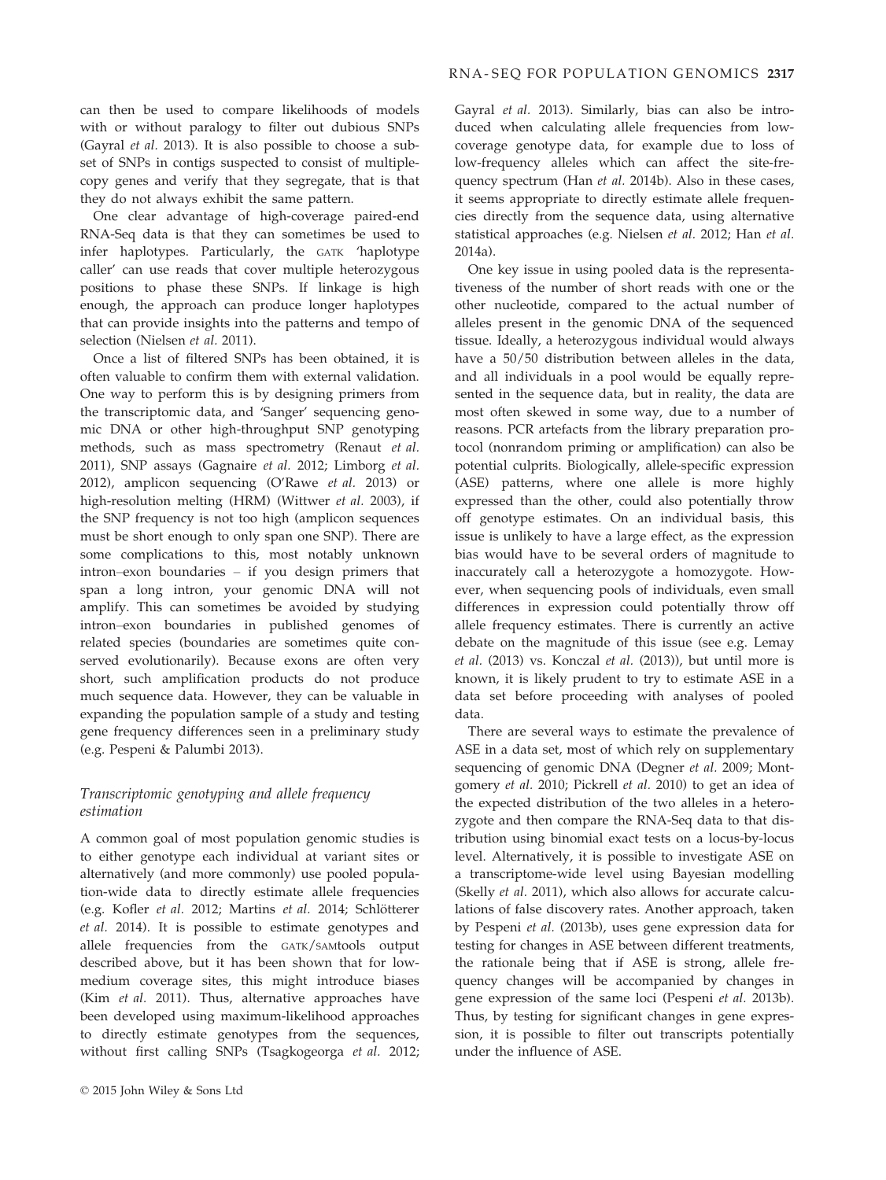can then be used to compare likelihoods of models with or without paralogy to filter out dubious SNPs (Gayral *et al.* 2013). It is also possible to choose a subset of SNPs in contigs suspected to consist of multiple-copy genes and verify that they segregate, that is that they do not always exhibit the same pattern.

One clear advantage of high-coverage paired-end RNA-Seq data is that they can sometimes be used to infer haplotypes. Particularly, the GATK 'haplotype caller' can use reads that cover multiple heterozygous positions to phase these SNPs. If linkage is high enough, the approach can produce longer haplotypes that can provide insights into the patterns and tempo of selection (Nielsen *et al.* 2011).

Once a list of filtered SNPs has been obtained, it is often valuable to confirm them with external validation. One way to perform this is by designing primers from the transcriptomic data, and 'Sanger' sequencing genomic DNA or other high-throughput SNP genotyping methods, such as mass spectrometry (Renaut *et al.* 2011), SNP assays (Gagnaire *et al.* 2012; Limborg *et al.* 2012), amplicon sequencing (O'Rawe *et al.* 2013) or high-resolution melting (HRM) (Wittwer *et al.* 2003), if the SNP frequency is not too high (amplicon sequences must be short enough to only span one SNP). There are some complications to this, most notably unknown intron–exon boundaries – if you design primers that span a long intron, your genomic DNA will not amplify. This can sometimes be avoided by studying intron–exon boundaries in published genomes of related species (boundaries are sometimes quite conserved evolutionarily). Because exons are often very short, such amplification products do not produce much sequence data. However, they can be valuable in expanding the population sample of a study and testing gene frequency differences seen in a preliminary study (e.g. Pespeni & Palumbi 2013).

### *Transcriptomic genotyping and allele frequency estimation*

A common goal of most population genomic studies is to either genotype each individual at variant sites or alternatively (and more commonly) use pooled population-wide data to directly estimate allele frequencies (e.g. Kofler *et al.* 2012; Martins *et al.* 2014; Schlötterer *et al.* 2014). It is possible to estimate genotypes and allele frequencies from the GATK/SAMtools output described above, but it has been shown that for low-medium coverage sites, this might introduce biases (Kim *et al.* 2011). Thus, alternative approaches have been developed using maximum-likelihood approaches to directly estimate genotypes from the sequences, without first calling SNPs (Tsagkogeorga *et al.* 2012; Gayral *et al.* 2013). Similarly, bias can also be introduced when calculating allele frequencies from low-coverage genotype data, for example due to loss of low-frequency alleles which can affect the site-frequency spectrum (Han *et al.* 2014b). Also in these cases, it seems appropriate to directly estimate allele frequencies directly from the sequence data, using alternative statistical approaches (e.g. Nielsen *et al.* 2012; Han *et al.* 2014a).

One key issue in using pooled data is the representativeness of the number of short reads with one or the other nucleotide, compared to the actual number of alleles present in the genomic DNA of the sequenced tissue. Ideally, a heterozygous individual would always have a 50/50 distribution between alleles in the data, and all individuals in a pool would be equally represented in the sequence data, but in reality, the data are most often skewed in some way, due to a number of reasons. PCR artefacts from the library preparation protocol (nonrandom priming or amplification) can also be potential culprits. Biologically, allele-specific expression (ASE) patterns, where one allele is more highly expressed than the other, could also potentially throw off genotype estimates. On an individual basis, this issue is unlikely to have a large effect, as the expression bias would have to be several orders of magnitude to inaccurately call a heterozygote a homozygote. However, when sequencing pools of individuals, even small differences in expression could potentially throw off allele frequency estimates. There is currently an active debate on the magnitude of this issue (see e.g. Lemay *et al.* (2013) vs. Konczal *et al.* (2013)), but until more is known, it is likely prudent to try to estimate ASE in a data set before proceeding with analyses of pooled data.

There are several ways to estimate the prevalence of ASE in a data set, most of which rely on supplementary sequencing of genomic DNA (Degner *et al.* 2009; Montgomery *et al.* 2010; Pickrell *et al.* 2010) to get an idea of the expected distribution of the two alleles in a heterozygote and then compare the RNA-Seq data to that distribution using binomial exact tests on a locus-by-locus level. Alternatively, it is possible to investigate ASE on a transcriptome-wide level using Bayesian modelling (Skelly *et al.* 2011), which also allows for accurate calculations of false discovery rates. Another approach, taken by Pespeni *et al.* (2013b), uses gene expression data for testing for changes in ASE between different treatments, the rationale being that if ASE is strong, allele frequency changes will be accompanied by changes in gene expression of the same loci (Pespeni *et al.* 2013b). Thus, by testing for significant changes in gene expression, it is possible to filter out transcripts potentially under the influence of ASE.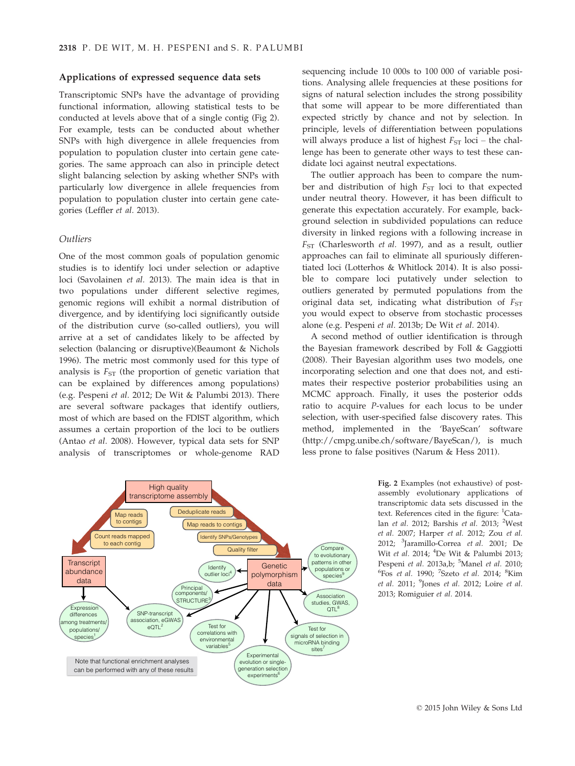### Applications of expressed sequence data sets

Transcriptomic SNPs have the advantage of providing functional information, allowing statistical tests to be conducted at levels above that of a single contig (Fig 2). For example, tests can be conducted about whether SNPs with high divergence in allele frequencies from population to population cluster into certain gene categories. The same approach can also in principle detect slight balancing selection by asking whether SNPs with particularly low divergence in allele frequencies from population to population cluster into certain gene categories (Leffler *et al.* 2013).

#### *Outliers*

One of the most common goals of population genomic studies is to identify loci under selection or adaptive loci (Savolainen *et al.* 2013). The main idea is that in two populations under different selective regimes, genomic regions will exhibit a normal distribution of divergence, and by identifying loci significantly outside of the distribution curve (so-called outliers), you will arrive at a set of candidates likely to be affected by selection (balancing or disruptive)(Beaumont & Nichols 1996). The metric most commonly used for this type of analysis is $F_{ST}$ (the proportion of genetic variation that can be explained by differences among populations) (e.g. Pespeni *et al.* 2012; De Wit & Palumbi 2013). There are several software packages that identify outliers, most of which are based on the FDIST algorithm, which assumes a certain proportion of the loci to be outliers (Antao *et al.* 2008). However, typical data sets for SNP analysis of transcriptomes or whole-genome RAD sequencing include 10 000s to 100 000 of variable positions. Analysing allele frequencies at these positions for signs of natural selection includes the strong possibility that some will appear to be more differentiated than expected strictly by chance and not by selection. In principle, levels of differentiation between populations will always produce a list of highest $F_{ST}$ loci – the challenge has been to generate other ways to test these candidate loci against neutral expectations.

The outlier approach has been to compare the number and distribution of high $F_{ST}$ loci to that expected under neutral theory. However, it has been difficult to generate this expectation accurately. For example, background selection in subdivided populations can reduce diversity in linked regions with a following increase in $F_{ST}$ (Charlesworth *et al.* 1997), and as a result, outlier approaches can fail to eliminate all spuriously differentiated loci (Lotterhos & Whitlock 2014). It is also possible to compare loci putatively under selection to outliers generated by permuted populations from the original data set, indicating what distribution of $F_{ST}$ you would expect to observe from stochastic processes alone (e.g. Pespeni *et al.* 2013b; De Wit *et al.* 2014).

A second method of outlier identification is through the Bayesian framework described by Foll & Gaggiotti (2008). Their Bayesian algorithm uses two models, one incorporating selection and one that does not, and estimates their respective posterior probabilities using an MCMC approach. Finally, it uses the posterior odds ratio to acquire *P*-values for each locus to be under selection, with user-specified false discovery rates. This method, implemented in the 'BayeScan' software (http://cmpg.unibe.ch/software/BayeScan/), is much less prone to false positives (Narum & Hess 2011).

**Fig. 2** Examples (not exhaustive) of post-assembly evolutionary applications of transcriptomic data sets discussed in the text. References cited in the figure: [1]Catalan *et al.* 2012; Barshis *et al.* 2013; [2]West *et al.* 2007; Harper *et al.* 2012; Zou *et al.* 2012; [3]Jaramillo-Correa *et al.* 2001; De Wit *et al.* 2014; [4]De Wit & Palumbi 2013; Pespeni *et al.* 2013a,b; [5]Manel *et al.* 2010; [6]Fos *et al.* 1990; [7]Szeto *et al.* 2014; [8]Kim *et al.* 2011; [9]Jones *et al.* 2012; Loire *et al.* 2013; Romiguier *et al.* 2014.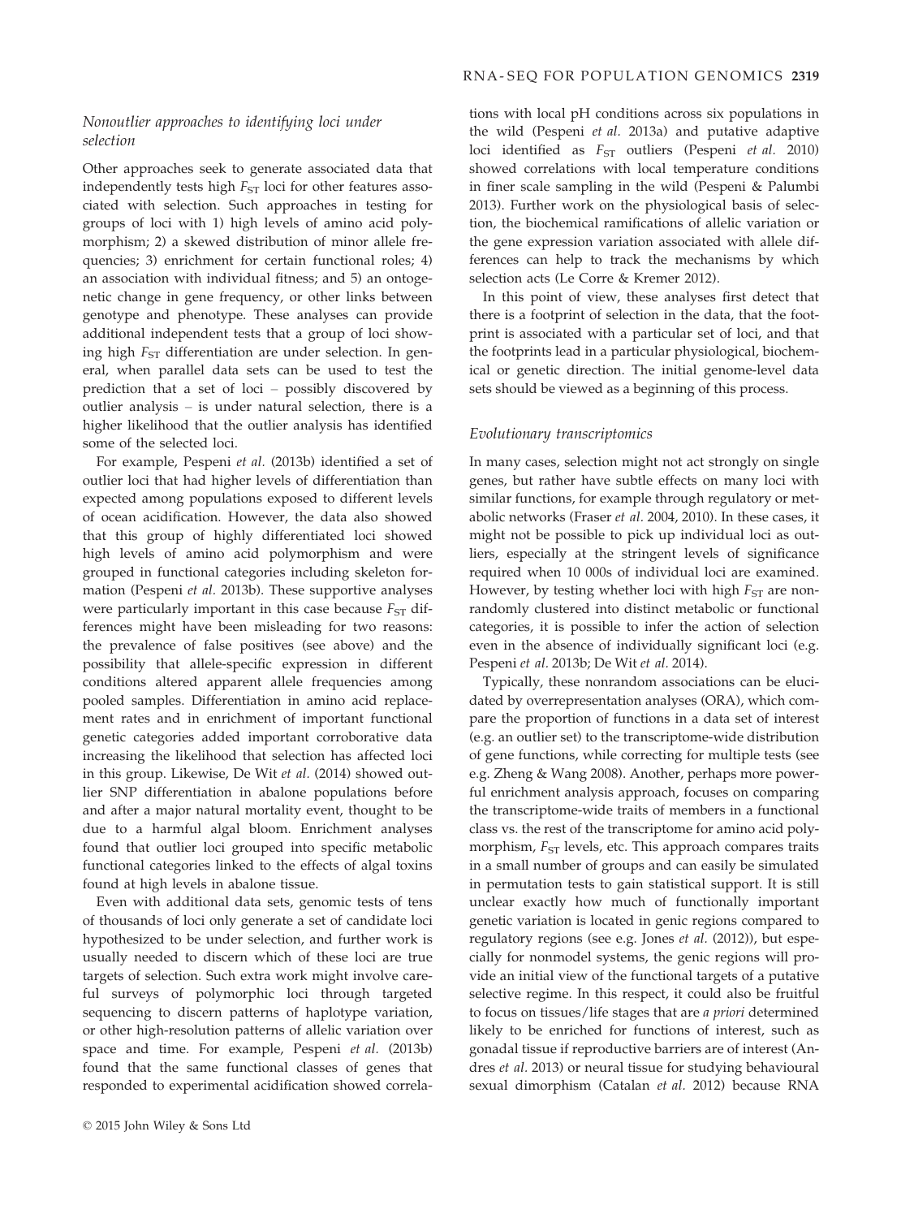### Nonoutlier approaches to identifying loci under selection

Other approaches seek to generate associated data that independently tests high $F_{ST}$ loci for other features associated with selection. Such approaches in testing for groups of loci with 1) high levels of amino acid polymorphism; 2) a skewed distribution of minor allele frequencies; 3) enrichment for certain functional roles; 4) an association with individual fitness; and 5) an ontogenetic change in gene frequency, or other links between genotype and phenotype. These analyses can provide additional independent tests that a group of loci showing high $F_{ST}$ differentiation are under selection. In general, when parallel data sets can be used to test the prediction that a set of loci – possibly discovered by outlier analysis – is under natural selection, there is a higher likelihood that the outlier analysis has identified some of the selected loci.

For example, Pespeni *et al.* (2013b) identified a set of outlier loci that had higher levels of differentiation than expected among populations exposed to different levels of ocean acidification. However, the data also showed that this group of highly differentiated loci showed high levels of amino acid polymorphism and were grouped in functional categories including skeleton formation (Pespeni *et al.* 2013b). These supportive analyses were particularly important in this case because $F_{ST}$ differences might have been misleading for two reasons: the prevalence of false positives (see above) and the possibility that allele-specific expression in different conditions altered apparent allele frequencies among pooled samples. Differentiation in amino acid replacement rates and in enrichment of important functional genetic categories added important corroborative data increasing the likelihood that selection has affected loci in this group. Likewise, De Wit *et al.* (2014) showed outlier SNP differentiation in abalone populations before and after a major natural mortality event, thought to be due to a harmful algal bloom. Enrichment analyses found that outlier loci grouped into specific metabolic functional categories linked to the effects of algal toxins found at high levels in abalone tissue.

Even with additional data sets, genomic tests of tens of thousands of loci only generate a set of candidate loci hypothesized to be under selection, and further work is usually needed to discern which of these loci are true targets of selection. Such extra work might involve careful surveys of polymorphic loci through targeted sequencing to discern patterns of haplotype variation, or other high-resolution patterns of allelic variation over space and time. For example, Pespeni *et al.* (2013b) found that the same functional classes of genes that responded to experimental acidification showed correlations with local pH conditions across six populations in the wild (Pespeni *et al.* 2013a) and putative adaptive loci identified as $F_{ST}$ outliers (Pespeni *et al.* 2010) showed correlations with local temperature conditions in finer scale sampling in the wild (Pespeni & Palumbi 2013). Further work on the physiological basis of selection, the biochemical ramifications of allelic variation or the gene expression variation associated with allele differences can help to track the mechanisms by which selection acts (Le Corre & Kremer 2012).

In this point of view, these analyses first detect that there is a footprint of selection in the data, that the footprint is associated with a particular set of loci, and that the footprints lead in a particular physiological, biochemical or genetic direction. The initial genome-level data sets should be viewed as a beginning of this process.

### Evolutionary transcriptomics

In many cases, selection might not act strongly on single genes, but rather have subtle effects on many loci with similar functions, for example through regulatory or metabolic networks (Fraser *et al.* 2004, 2010). In these cases, it might not be possible to pick up individual loci as outliers, especially at the stringent levels of significance required when 10 000s of individual loci are examined. However, by testing whether loci with high $F_{ST}$ are nonrandomly clustered into distinct metabolic or functional categories, it is possible to infer the action of selection even in the absence of individually significant loci (e.g. Pespeni *et al*. 2013b; De Wit *et al.* 2014).

Typically, these nonrandom associations can be elucidated by overrepresentation analyses (ORA), which compare the proportion of functions in a data set of interest (e.g. an outlier set) to the transcriptome-wide distribution of gene functions, while correcting for multiple tests (see e.g. Zheng & Wang 2008). Another, perhaps more powerful enrichment analysis approach, focuses on comparing the transcriptome-wide traits of members in a functional class vs. the rest of the transcriptome for amino acid polymorphism, $F_{ST}$ levels, etc. This approach compares traits in a small number of groups and can easily be simulated in permutation tests to gain statistical support. It is still unclear exactly how much of functionally important genetic variation is located in genic regions compared to regulatory regions (see e.g. Jones *et al.* (2012)), but especially for nonmodel systems, the genic regions will provide an initial view of the functional targets of a putative selective regime. In this respect, it could also be fruitful to focus on tissues/life stages that are *a priori* determined likely to be enriched for functions of interest, such as gonadal tissue if reproductive barriers are of interest (Andres *et al.* 2013) or neural tissue for studying behavioural sexual dimorphism (Catalan *et al.* 2012) because RNA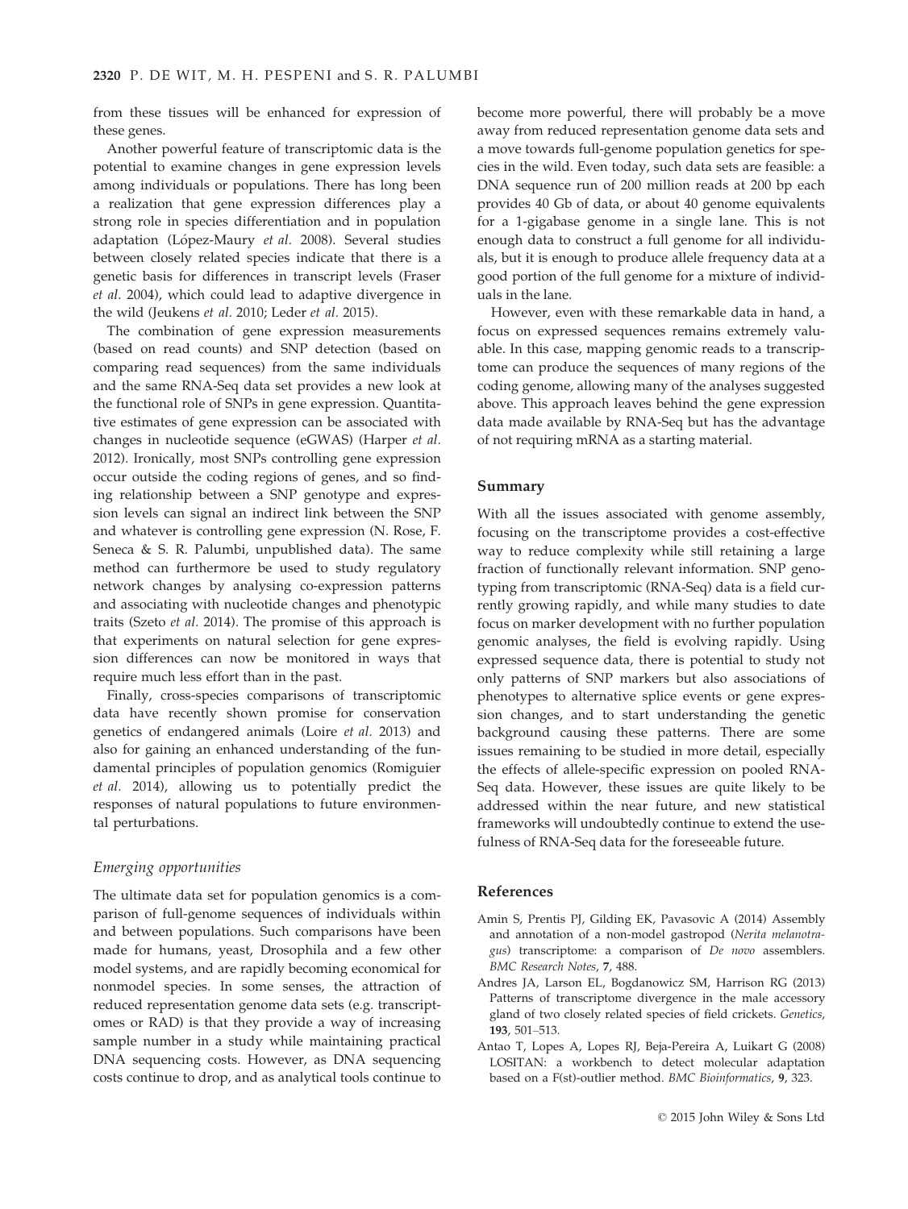from these tissues will be enhanced for expression of these genes.

Another powerful feature of transcriptomic data is the potential to examine changes in gene expression levels among individuals or populations. There has long been a realization that gene expression differences play a strong role in species differentiation and in population adaptation (López-Maury *et al.* 2008). Several studies between closely related species indicate that there is a genetic basis for differences in transcript levels (Fraser *et al.* 2004), which could lead to adaptive divergence in the wild (Jeukens *et al.* 2010; Leder *et al.* 2015).

The combination of gene expression measurements (based on read counts) and SNP detection (based on comparing read sequences) from the same individuals and the same RNA-Seq data set provides a new look at the functional role of SNPs in gene expression. Quantitative estimates of gene expression can be associated with changes in nucleotide sequence (eGWAS) (Harper *et al.* 2012). Ironically, most SNPs controlling gene expression occur outside the coding regions of genes, and so finding relationship between a SNP genotype and expression levels can signal an indirect link between the SNP and whatever is controlling gene expression (N. Rose, F. Seneca & S. R. Palumbi, unpublished data). The same method can furthermore be used to study regulatory network changes by analysing co-expression patterns and associating with nucleotide changes and phenotypic traits (Szeto *et al.* 2014). The promise of this approach is that experiments on natural selection for gene expression differences can now be monitored in ways that require much less effort than in the past.

Finally, cross-species comparisons of transcriptomic data have recently shown promise for conservation genetics of endangered animals (Loire *et al.* 2013) and also for gaining an enhanced understanding of the fundamental principles of population genomics (Romiguier *et al.* 2014), allowing us to potentially predict the responses of natural populations to future environmental perturbations.

### *Emerging opportunities*

The ultimate data set for population genomics is a comparison of full-genome sequences of individuals within and between populations. Such comparisons have been made for humans, yeast, Drosophila and a few other model systems, and are rapidly becoming economical for nonmodel species. In some senses, the attraction of reduced representation genome data sets (e.g. transcriptomes or RAD) is that they provide a way of increasing sample number in a study while maintaining practical DNA sequencing costs. However, as DNA sequencing costs continue to drop, and as analytical tools continue to become more powerful, there will probably be a move away from reduced representation genome data sets and a move towards full-genome population genetics for species in the wild. Even today, such data sets are feasible: a DNA sequence run of 200 million reads at 200 bp each provides 40 Gb of data, or about 40 genome equivalents for a 1-gigabase genome in a single lane. This is not enough data to construct a full genome for all individuals, but it is enough to produce allele frequency data at a good portion of the full genome for a mixture of individuals in the lane.

However, even with these remarkable data in hand, a focus on expressed sequences remains extremely valuable. In this case, mapping genomic reads to a transcriptome can produce the sequences of many regions of the coding genome, allowing many of the analyses suggested above. This approach leaves behind the gene expression data made available by RNA-Seq but has the advantage of not requiring mRNA as a starting material.

## Summary

With all the issues associated with genome assembly, focusing on the transcriptome provides a cost-effective way to reduce complexity while still retaining a large fraction of functionally relevant information. SNP genotyping from transcriptomic (RNA-Seq) data is a field currently growing rapidly, and while many studies to date focus on marker development with no further population genomic analyses, the field is evolving rapidly. Using expressed sequence data, there is potential to study not only patterns of SNP markers but also associations of phenotypes to alternative splice events or gene expression changes, and to start understanding the genetic background causing these patterns. There are some issues remaining to be studied in more detail, especially the effects of allele-specific expression on pooled RNA-Seq data. However, these issues are quite likely to be addressed within the near future, and new statistical frameworks will undoubtedly continue to extend the usefulness of RNA-Seq data for the foreseeable future.

## References

Amin S, Prentis PJ, Gilding EK, Pavasovic A (2014) Assembly and annotation of a non-model gastropod (*Nerita melanotragus*) transcriptome: a comparison of *De novo* assemblers. *BMC Research Notes*, **7**, 488.

Andres JA, Larson EL, Bogdanowicz SM, Harrison RG (2013) Patterns of transcriptome divergence in the male accessory gland of two closely related species of field crickets. *Genetics*, **193**, 501–513.

Antao T, Lopes A, Lopes RJ, Beja-Pereira A, Luikart G (2008) LOSITAN: a workbench to detect molecular adaptation based on a F(st)-outlier method. *BMC Bioinformatics*, **9**, 323.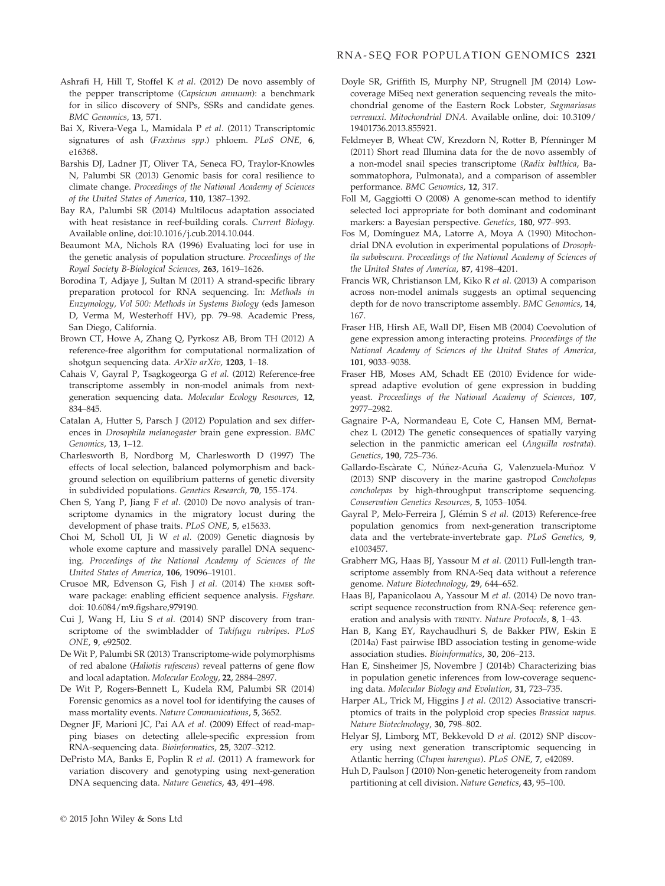Ashrafi H, Hill T, Stoffel K *et al.* (2012) De novo assembly of the pepper transcriptome (*Capsicum annuum*): a benchmark for in silico discovery of SNPs, SSRs and candidate genes. *BMC Genomics*, **13**, 571.

Bai X, Rivera-Vega L, Mamidala P *et al.* (2011) Transcriptomic signatures of ash (*Fraxinus spp.*) phloem. *PLoS ONE*, **6**, e16368.

Barshis DJ, Ladner JT, Oliver TA, Seneca FO, Traylor-Knowles N, Palumbi SR (2013) Genomic basis for coral resilience to climate change. *Proceedings of the National Academy of Sciences of the United States of America*, **110**, 1387–1392.

Bay RA, Palumbi SR (2014) Multilocus adaptation associated with heat resistance in reef-building corals. *Current Biology*. Available online, doi:10.1016/j.cub.2014.10.044.

Beaumont MA, Nichols RA (1996) Evaluating loci for use in the genetic analysis of population structure. *Proceedings of the Royal Society B-Biological Sciences*, **263**, 1619–1626.

Borodina T, Adjaye J, Sultan M (2011) A strand-specific library preparation protocol for RNA sequencing. In: *Methods in Enzymology, Vol 500: Methods in Systems Biology* (eds Jameson D, Verma M, Westerhoff HV), pp. 79–98. Academic Press, San Diego, California.

Brown CT, Howe A, Zhang Q, Pyrkosz AB, Brom TH (2012) A reference-free algorithm for computational normalization of shotgun sequencing data. *ArXiv arXiv*, **1203**, 1–18.

Cahais V, Gayral P, Tsagkogeorga G *et al.* (2012) Reference-free transcriptome assembly in non-model animals from next-generation sequencing data. *Molecular Ecology Resources*, **12**, 834–845.

Catalan A, Hutter S, Parsch J (2012) Population and sex differences in *Drosophila melanogaster* brain gene expression. *BMC Genomics*, **13**, 1–12.

Charlesworth B, Nordborg M, Charlesworth D (1997) The effects of local selection, balanced polymorphism and background selection on equilibrium patterns of genetic diversity in subdivided populations. *Genetics Research*, **70**, 155–174.

Chen S, Yang P, Jiang F *et al.* (2010) De novo analysis of transcriptome dynamics in the migratory locust during the development of phase traits. *PLoS ONE*, **5**, e15633.

Choi M, Scholl UI, Ji W *et al.* (2009) Genetic diagnosis by whole exome capture and massively parallel DNA sequencing. *Proceedings of the National Academy of Sciences of the United States of America*, **106**, 19096–19101.

Crusoe MR, Edvenson G, Fish J *et al.* (2014) The KHMER software package: enabling efficient sequence analysis. *Figshare*. doi: 10.6084/m9.figshare,979190.

Cui J, Wang H, Liu S *et al.* (2014) SNP discovery from transcriptome of the swimbladder of *Takifugu rubripes*. *PLoS ONE*, **9**, e92502.

De Wit P, Palumbi SR (2013) Transcriptome-wide polymorphisms of red abalone (*Haliotis rufescens*) reveal patterns of gene flow and local adaptation. *Molecular Ecology*, **22**, 2884–2897.

De Wit P, Rogers-Bennett L, Kudela RM, Palumbi SR (2014) Forensic genomics as a novel tool for identifying the causes of mass mortality events. *Nature Communications*, **5**, 3652.

Degner JF, Marioni JC, Pai AA *et al.* (2009) Effect of read-mapping biases on detecting allele-specific expression from RNA-sequencing data. *Bioinformatics*, **25**, 3207–3212.

DePristo MA, Banks E, Poplin R *et al.* (2011) A framework for variation discovery and genotyping using next-generation DNA sequencing data. *Nature Genetics*, **43**, 491–498.

Doyle SR, Griffith IS, Murphy NP, Strugnell JM (2014) Low-coverage MiSeq next generation sequencing reveals the mitochondrial genome of the Eastern Rock Lobster, *Sagmariasus verreauxi*. *Mitochondrial DNA*. Available online, doi: 10.3109/19401736.2013.855921.

Feldmeyer B, Wheat CW, Krezdorn N, Rotter B, Pfenninger M (2011) Short read Illumina data for the de novo assembly of a non-model snail species transcriptome (*Radix balthica*, Basommatophora, Pulmonata), and a comparison of assembler performance. *BMC Genomics*, **12**, 317.

Foll M, Gaggiotti O (2008) A genome-scan method to identify selected loci appropriate for both dominant and codominant markers: a Bayesian perspective. *Genetics*, **180**, 977–993.

Fos M, Domínguez MA, Latorre A, Moya A (1990) Mitochondrial DNA evolution in experimental populations of *Drosophila subobscura*. *Proceedings of the National Academy of Sciences of the United States of America*, **87**, 4198–4201.

Francis WR, Christianson LM, Kiko R *et al.* (2013) A comparison across non-model animals suggests an optimal sequencing depth for de novo transcriptome assembly. *BMC Genomics*, **14**, 167.

Fraser HB, Hirsh AE, Wall DP, Eisen MB (2004) Coevolution of gene expression among interacting proteins. *Proceedings of the National Academy of Sciences of the United States of America*, **101**, 9033–9038.

Fraser HB, Moses AM, Schadt EE (2010) Evidence for widespread adaptive evolution of gene expression in budding yeast. *Proceedings of the National Academy of Sciences*, **107**, 2977–2982.

Gagnaire P-A, Normandeau E, Cote C, Hansen MM, Bernatchez L (2012) The genetic consequences of spatially varying selection in the panmictic american eel (*Anguilla rostrata*). *Genetics*, **190**, 725–736.

Gallardo-Escàrate C, Núñez-Acuña G, Valenzuela-Muñoz V (2013) SNP discovery in the marine gastropod *Concholepas concholepas* by high-throughput transcriptome sequencing. *Conservation Genetics Resources*, **5**, 1053–1054.

Gayral P, Melo-Ferreira J, Glémin S *et al.* (2013) Reference-free population genomics from next-generation transcriptome data and the vertebrate-invertebrate gap. *PLoS Genetics*, **9**, e1003457.

Grabherr MG, Haas BJ, Yassour M *et al.* (2011) Full-length transcriptome assembly from RNA-Seq data without a reference genome. *Nature Biotechnology*, **29**, 644–652.

Haas BJ, Papanicolaou A, Yassour M *et al.* (2014) De novo transcript sequence reconstruction from RNA-Seq: reference generation and analysis with TRINITY. *Nature Protocols*, **8**, 1–43.

Han B, Kang EY, Raychaudhuri S, de Bakker PIW, Eskin E (2014a) Fast pairwise IBD association testing in genome-wide association studies. *Bioinformatics*, **30**, 206–213.

Han E, Sinsheimer JS, Novembre J (2014b) Characterizing bias in population genetic inferences from low-coverage sequencing data. *Molecular Biology and Evolution*, **31**, 723–735.

Harper AL, Trick M, Higgins J *et al.* (2012) Associative transcriptomics of traits in the polyploid crop species *Brassica napus*. *Nature Biotechnology*, **30**, 798–802.

Helyar SJ, Limborg MT, Bekkevold D *et al.* (2012) SNP discovery using next generation transcriptomic sequencing in Atlantic herring (*Clupea harengus*). *PLoS ONE*, **7**, e42089.

Huh D, Paulson J (2010) Non-genetic heterogeneity from random partitioning at cell division. *Nature Genetics*, **43**, 95–100.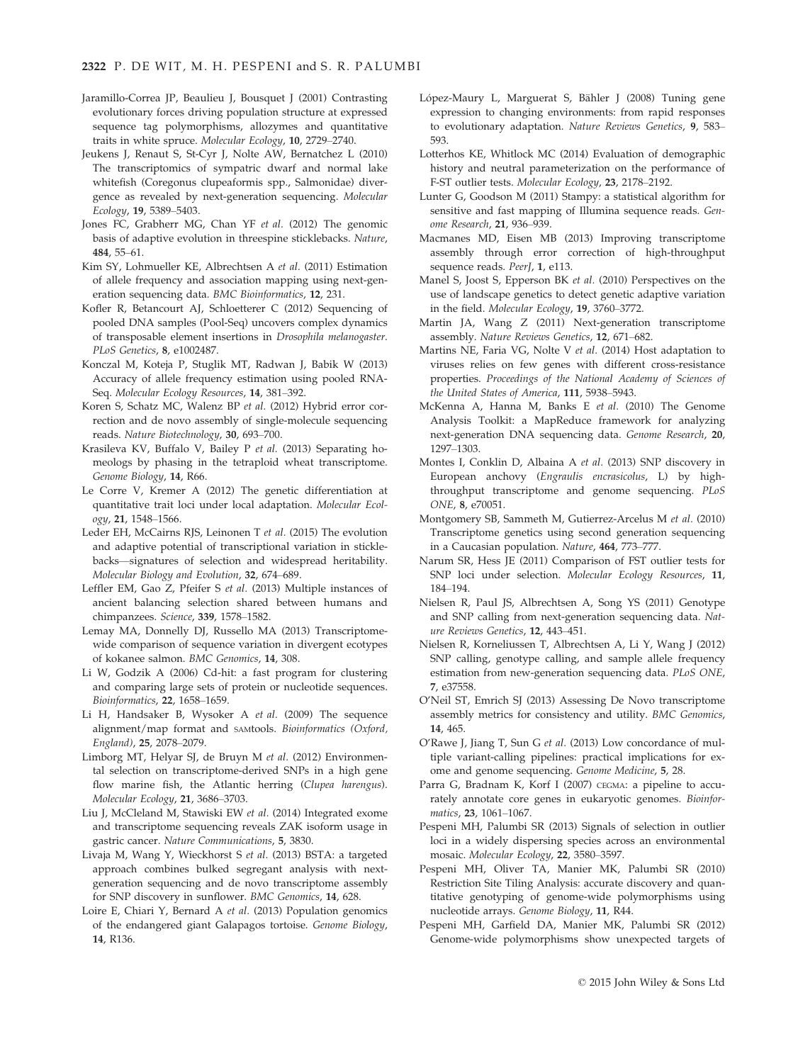Jaramillo-Correa JP, Beaulieu J, Bousquet J (2001) Contrasting evolutionary forces driving population structure at expressed sequence tag polymorphisms, allozymes and quantitative traits in white spruce. *Molecular Ecology*, **10**, 2729–2740.

Jeukens J, Renaut S, St-Cyr J, Nolte AW, Bernatchez L (2010) The transcriptomics of sympatric dwarf and normal lake whitefish (Coregonus clupeaformis spp., Salmonidae) divergence as revealed by next-generation sequencing. *Molecular Ecology*, **19**, 5389–5403.

Jones FC, Grabherr MG, Chan YF *et al.* (2012) The genomic basis of adaptive evolution in threespine sticklebacks. *Nature*, **484**, 55–61.

Kim SY, Lohmueller KE, Albrechtsen A *et al.* (2011) Estimation of allele frequency and association mapping using next-generation sequencing data. *BMC Bioinformatics*, **12**, 231.

Kofler R, Betancourt AJ, Schloetterer C (2012) Sequencing of pooled DNA samples (Pool-Seq) uncovers complex dynamics of transposable element insertions in *Drosophila melanogaster*. *PLoS Genetics*, **8**, e1002487.

Konczal M, Koteja P, Stuglik MT, Radwan J, Babik W (2013) Accuracy of allele frequency estimation using pooled RNA-Seq. *Molecular Ecology Resources*, **14**, 381–392.

Koren S, Schatz MC, Walenz BP *et al.* (2012) Hybrid error correction and de novo assembly of single-molecule sequencing reads. *Nature Biotechnology*, **30**, 693–700.

Krasileva KV, Buffalo V, Bailey P *et al.* (2013) Separating homeologs by phasing in the tetraploid wheat transcriptome. *Genome Biology*, **14**, R66.

Le Corre V, Kremer A (2012) The genetic differentiation at quantitative trait loci under local adaptation. *Molecular Ecology*, **21**, 1548–1566.

Leder EH, McCairns RJS, Leinonen T *et al.* (2015) The evolution and adaptive potential of transcriptional variation in sticklebacks—signatures of selection and widespread heritability. *Molecular Biology and Evolution*, **32**, 674–689.

Leffler EM, Gao Z, Pfeifer S *et al.* (2013) Multiple instances of ancient balancing selection shared between humans and chimpanzees. *Science*, **339**, 1578–1582.

Lemay MA, Donnelly DJ, Russello MA (2013) Transcriptome-wide comparison of sequence variation in divergent ecotypes of kokanee salmon. *BMC Genomics*, **14**, 308.

Li W, Godzik A (2006) Cd-hit: a fast program for clustering and comparing large sets of protein or nucleotide sequences. *Bioinformatics*, **22**, 1658–1659.

Li H, Handsaker B, Wysoker A *et al.* (2009) The sequence alignment/map format and SAMtools. *Bioinformatics (Oxford, England)*, **25**, 2078–2079.

Limborg MT, Helyar SJ, de Bruyn M *et al.* (2012) Environmental selection on transcriptome-derived SNPs in a high gene flow marine fish, the Atlantic herring (*Clupea harengus*). *Molecular Ecology*, **21**, 3686–3703.

Liu J, McCleland M, Stawiski EW *et al.* (2014) Integrated exome and transcriptome sequencing reveals ZAK isoform usage in gastric cancer. *Nature Communications*, **5**, 3830.

Livaja M, Wang Y, Wieckhorst S *et al.* (2013) BSTA: a targeted approach combines bulked segregant analysis with next-generation sequencing and de novo transcriptome assembly for SNP discovery in sunflower. *BMC Genomics*, **14**, 628.

Loire E, Chiari Y, Bernard A *et al.* (2013) Population genomics of the endangered giant Galapagos tortoise. *Genome Biology*, **14**, R136.

López-Maury L, Marguerat S, Bähler J (2008) Tuning gene expression to changing environments: from rapid responses to evolutionary adaptation. *Nature Reviews Genetics*, **9**, 583–593.

Lotterhos KE, Whitlock MC (2014) Evaluation of demographic history and neutral parameterization on the performance of F-ST outlier tests. *Molecular Ecology*, **23**, 2178–2192.

Lunter G, Goodson M (2011) Stampy: a statistical algorithm for sensitive and fast mapping of Illumina sequence reads. *Genome Research*, **21**, 936–939.

Macmanes MD, Eisen MB (2013) Improving transcriptome assembly through error correction of high-throughput sequence reads. *PeerJ*, **1**, e113.

Manel S, Joost S, Epperson BK *et al.* (2010) Perspectives on the use of landscape genetics to detect genetic adaptive variation in the field. *Molecular Ecology*, **19**, 3760–3772.

Martin JA, Wang Z (2011) Next-generation transcriptome assembly. *Nature Reviews Genetics*, **12**, 671–682.

Martins NE, Faria VG, Nolte V *et al.* (2014) Host adaptation to viruses relies on few genes with different cross-resistance properties. *Proceedings of the National Academy of Sciences of the United States of America*, **111**, 5938–5943.

McKenna A, Hanna M, Banks E *et al.* (2010) The Genome Analysis Toolkit: a MapReduce framework for analyzing next-generation DNA sequencing data. *Genome Research*, **20**, 1297–1303.

Montes I, Conklin D, Albaina A *et al.* (2013) SNP discovery in European anchovy (*Engraulis encrasicolus*, L) by high-throughput transcriptome and genome sequencing. *PLoS ONE*, **8**, e70051.

Montgomery SB, Sammeth M, Gutierrez-Arcelus M *et al.* (2010) Transcriptome genetics using second generation sequencing in a Caucasian population. *Nature*, **464**, 773–777.

Narum SR, Hess JE (2011) Comparison of FST outlier tests for SNP loci under selection. *Molecular Ecology Resources*, **11**, 184–194.

Nielsen R, Paul JS, Albrechtsen A, Song YS (2011) Genotype and SNP calling from next-generation sequencing data. *Nature Reviews Genetics*, **12**, 443–451.

Nielsen R, Korneliussen T, Albrechtsen A, Li Y, Wang J (2012) SNP calling, genotype calling, and sample allele frequency estimation from new-generation sequencing data. *PLoS ONE*, **7**, e37558.

O'Neil ST, Emrich SJ (2013) Assessing De Novo transcriptome assembly metrics for consistency and utility. *BMC Genomics*, **14**, 465.

O'Rawe J, Jiang T, Sun G *et al.* (2013) Low concordance of multiple variant-calling pipelines: practical implications for exome and genome sequencing. *Genome Medicine*, **5**, 28.

Parra G, Bradnam K, Korf I (2007) CEGMA: a pipeline to accurately annotate core genes in eukaryotic genomes. *Bioinformatics*, **23**, 1061–1067.

Pespeni MH, Palumbi SR (2013) Signals of selection in outlier loci in a widely dispersing species across an environmental mosaic. *Molecular Ecology*, **22**, 3580–3597.

Pespeni MH, Oliver TA, Manier MK, Palumbi SR (2010) Restriction Site Tiling Analysis: accurate discovery and quantitative genotyping of genome-wide polymorphisms using nucleotide arrays. *Genome Biology*, **11**, R44.

Pespeni MH, Garfield DA, Manier MK, Palumbi SR (2012) Genome-wide polymorphisms show unexpected targets of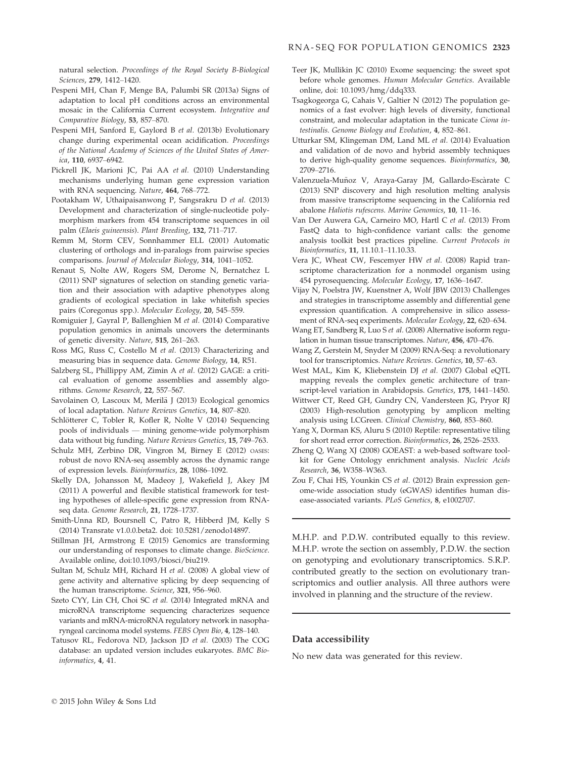natural selection. *Proceedings of the Royal Society B-Biological Sciences*, **279**, 1412–1420.

Pespeni MH, Chan F, Menge BA, Palumbi SR (2013a) Signs of adaptation to local pH conditions across an environmental mosaic in the California Current ecosystem. *Integrative and Comparative Biology*, **53**, 857–870.

Pespeni MH, Sanford E, Gaylord B *et al.* (2013b) Evolutionary change during experimental ocean acidification. *Proceedings of the National Academy of Sciences of the United States of America*, **110**, 6937–6942.

Pickrell JK, Marioni JC, Pai AA *et al.* (2010) Understanding mechanisms underlying human gene expression variation with RNA sequencing. *Nature*, **464**, 768–772.

Pootakham W, Uthaipaisanwong P, Sangsrakru D *et al.* (2013) Development and characterization of single-nucleotide polymorphism markers from 454 transcriptome sequences in oil palm (*Elaeis guineensis*). *Plant Breeding*, **132**, 711–717.

Remm M, Storm CEV, Sonnhammer ELL (2001) Automatic clustering of orthologs and in-paralogs from pairwise species comparisons. *Journal of Molecular Biology*, **314**, 1041–1052.

Renaut S, Nolte AW, Rogers SM, Derome N, Bernatchez L (2011) SNP signatures of selection on standing genetic variation and their association with adaptive phenotypes along gradients of ecological speciation in lake whitefish species pairs (Coregonus spp.). *Molecular Ecology*, **20**, 545–559.

Romiguier J, Gayral P, Ballenghien M *et al.* (2014) Comparative population genomics in animals uncovers the determinants of genetic diversity. *Nature*, **515**, 261–263.

Ross MG, Russ C, Costello M *et al.* (2013) Characterizing and measuring bias in sequence data. *Genome Biology*, **14**, R51.

Salzberg SL, Phillippy AM, Zimin A *et al.* (2012) GAGE: a critical evaluation of genome assemblies and assembly algorithms. *Genome Research*, **22**, 557–567.

Savolainen O, Lascoux M, Merilä J (2013) Ecological genomics of local adaptation. *Nature Reviews Genetics*, **14**, 807–820.

Schlötterer C, Tobler R, Kofler R, Nolte V (2014) Sequencing pools of individuals — mining genome-wide polymorphism data without big funding. *Nature Reviews Genetics*, **15**, 749–763.

Schulz MH, Zerbino DR, Vingron M, Birney E (2012) OASES: robust de novo RNA-seq assembly across the dynamic range of expression levels. *Bioinformatics*, **28**, 1086–1092.

Skelly DA, Johansson M, Madeoy J, Wakefield J, Akey JM (2011) A powerful and flexible statistical framework for testing hypotheses of allele-specific gene expression from RNA-seq data. *Genome Research*, **21**, 1728–1737.

Smith-Unna RD, Boursnell C, Patro R, Hibberd JM, Kelly S (2014) Transrate v1.0.0.beta2. doi: 10.5281/zenodo14897.

Stillman JH, Armstrong E (2015) Genomics are transforming our understanding of responses to climate change. *BioScience*. Available online, doi:10.1093/biosci/biu219.

Sultan M, Schulz MH, Richard H *et al.* (2008) A global view of gene activity and alternative splicing by deep sequencing of the human transcriptome. *Science*, **321**, 956–960.

Szeto CYY, Lin CH, Choi SC *et al.* (2014) Integrated mRNA and microRNA transcriptome sequencing characterizes sequence variants and mRNA-microRNA regulatory network in nasopharyngeal carcinoma model systems. *FEBS Open Bio*, **4**, 128–140.

Tatusov RL, Fedorova ND, Jackson JD *et al.* (2003) The COG database: an updated version includes eukaryotes. *BMC Bioinformatics*, **4**, 41.

Teer JK, Mullikin JC (2010) Exome sequencing: the sweet spot before whole genomes. *Human Molecular Genetics*. Available online, doi: 10.1093/hmg/ddq333.

Tsagkogeorga G, Cahais V, Galtier N (2012) The population genomics of a fast evolver: high levels of diversity, functional constraint, and molecular adaptation in the tunicate *Ciona intestinalis*. *Genome Biology and Evolution*, **4**, 852–861.

Utturkar SM, Klingeman DM, Land ML *et al.* (2014) Evaluation and validation of de novo and hybrid assembly techniques to derive high-quality genome sequences. *Bioinformatics*, **30**, 2709–2716.

Valenzuela-Muñoz V, Araya-Garay JM, Gallardo-Escàrate C (2013) SNP discovery and high resolution melting analysis from massive transcriptome sequencing in the California red abalone *Haliotis rufescens*. *Marine Genomics*, **10**, 11–16.

Van Der Auwera GA, Carneiro MO, Hartl C *et al.* (2013) From FastQ data to high-confidence variant calls: the genome analysis toolkit best practices pipeline. *Current Protocols in Bioinformatics*, **11**, 11.10.1–11.10.33.

Vera JC, Wheat CW, Fescemyer HW *et al.* (2008) Rapid transcriptome characterization for a nonmodel organism using 454 pyrosequencing. *Molecular Ecology*, **17**, 1636–1647.

Vijay N, Poelstra JW, Kuenstner A, Wolf JBW (2013) Challenges and strategies in transcriptome assembly and differential gene expression quantification. A comprehensive in silico assessment of RNA-seq experiments. *Molecular Ecology*, **22**, 620–634.

Wang ET, Sandberg R, Luo S *et al.* (2008) Alternative isoform regulation in human tissue transcriptomes. *Nature*, **456**, 470–476.

Wang Z, Gerstein M, Snyder M (2009) RNA-Seq: a revolutionary tool for transcriptomics. *Nature Reviews. Genetics*, **10**, 57–63.

West MAL, Kim K, Kliebenstein DJ *et al.* (2007) Global eQTL mapping reveals the complex genetic architecture of transcript-level variation in Arabidopsis. *Genetics*, **175**, 1441–1450.

Wittwer CT, Reed GH, Gundry CN, Vandersteen JG, Pryor RJ (2003) High-resolution genotyping by amplicon melting analysis using LCGreen. *Clinical Chemistry*, **860**, 853–860.

Yang X, Dorman KS, Aluru S (2010) Reptile: representative tiling for short read error correction. *Bioinformatics*, **26**, 2526–2533.

Zheng Q, Wang XJ (2008) GOEAST: a web-based software toolkit for Gene Ontology enrichment analysis. *Nucleic Acids Research*, **36**, W358–W363.

Zou F, Chai HS, Younkin CS *et al.* (2012) Brain expression genome-wide association study (eGWAS) identifies human disease-associated variants. *PLoS Genetics*, **8**, e1002707.

---

M.H.P. and P.D.W. contributed equally to this review. M.H.P. wrote the section on assembly, P.D.W. the section on genotyping and evolutionary transcriptomics. S.R.P. contributed greatly to the section on evolutionary transcriptomics and outlier analysis. All three authors were involved in planning and the structure of the review.

---

### Data accessibility

No new data was generated for this review.